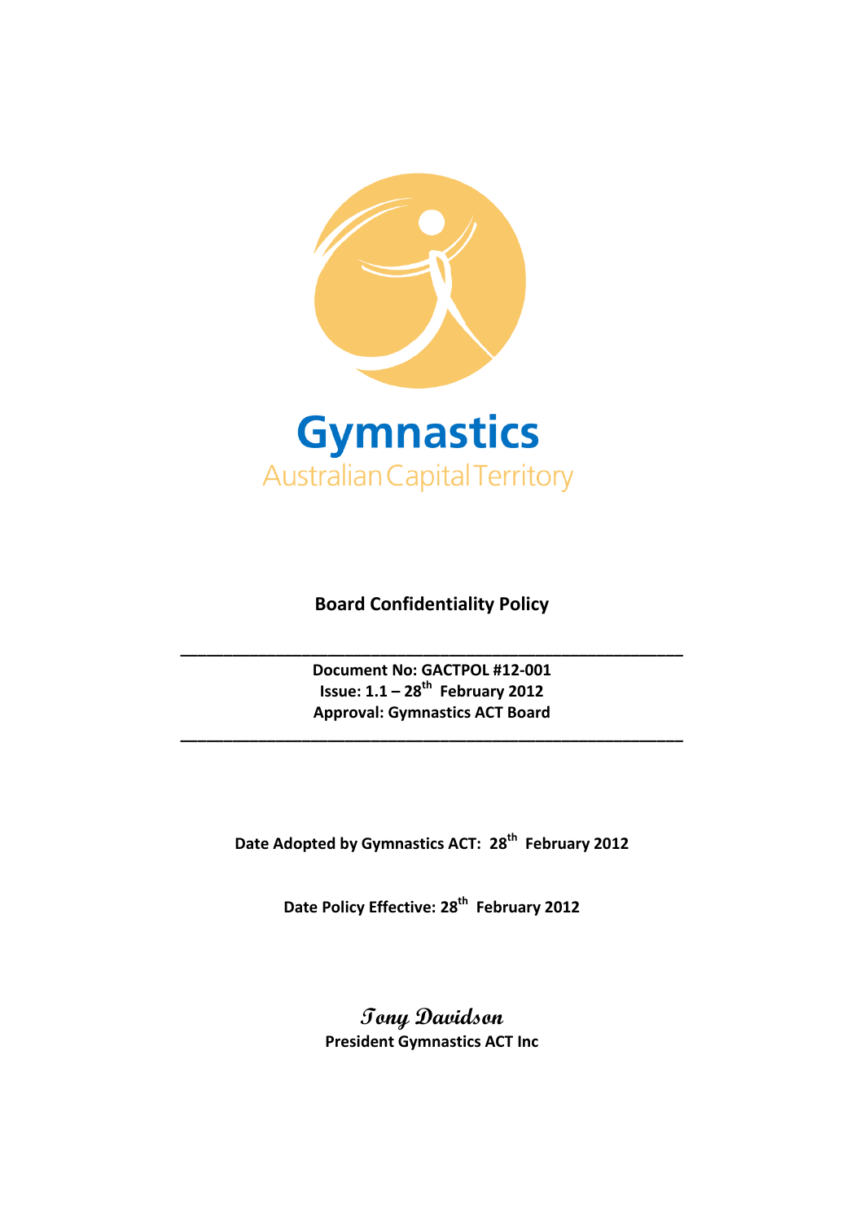Gymnastics

Australian Capital Territory

# Board Confidentiality Policy

---

**Document No: GACTPOL #12-001**
**Issue: 1.1 – 28th February 2012**
**Approval: Gymnastics ACT Board**

---

**Date Adopted by Gymnastics ACT: 28th February 2012**

**Date Policy Effective: 28th February 2012**

*Tony Davidson*
**President Gymnastics ACT Inc**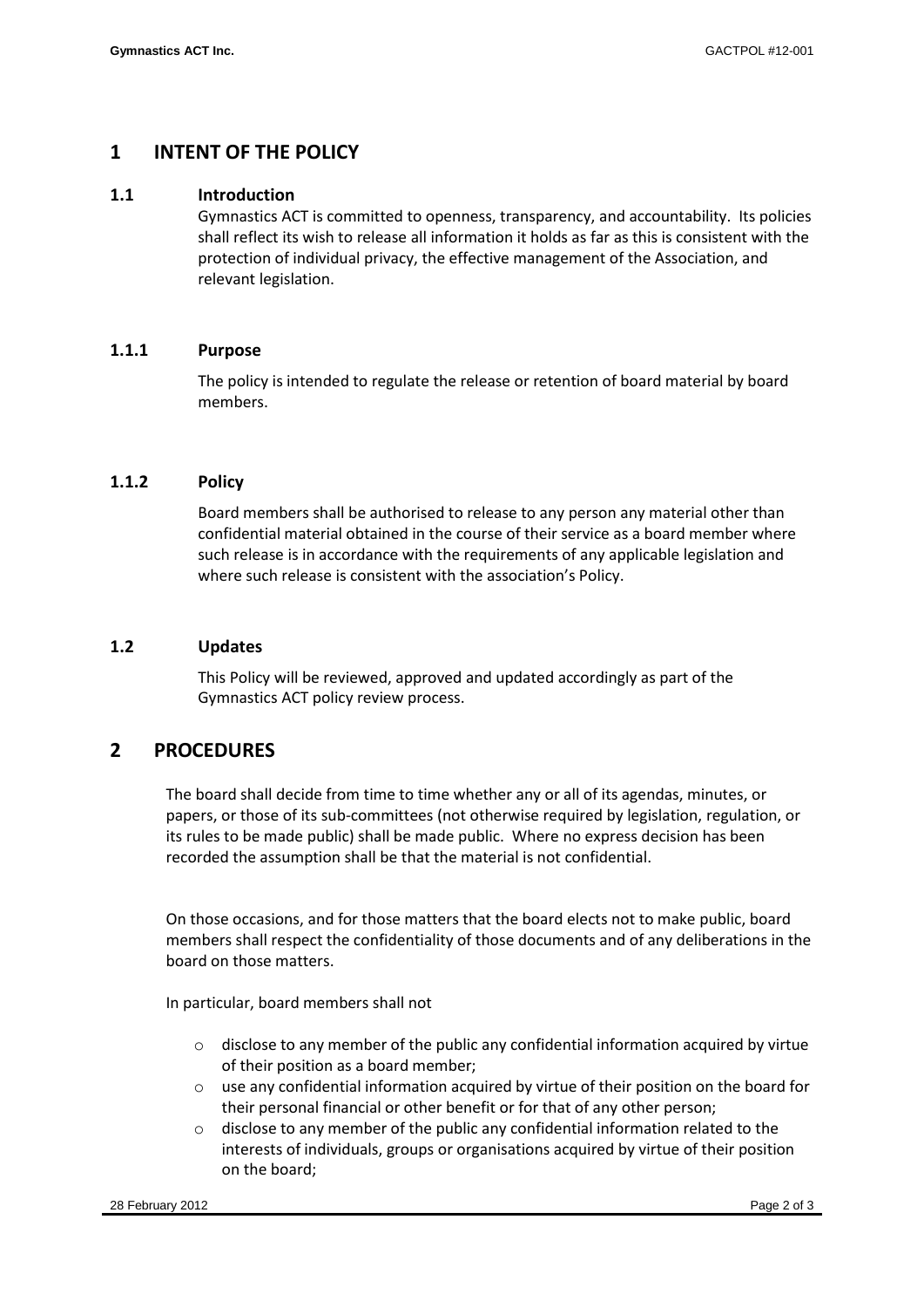# 1 INTENT OF THE POLICY

## 1.1 Introduction

Gymnastics ACT is committed to openness, transparency, and accountability. Its policies shall reflect its wish to release all information it holds as far as this is consistent with the protection of individual privacy, the effective management of the Association, and relevant legislation.

### 1.1.1 Purpose

The policy is intended to regulate the release or retention of board material by board members.

### 1.1.2 Policy

Board members shall be authorised to release to any person any material other than confidential material obtained in the course of their service as a board member where such release is in accordance with the requirements of any applicable legislation and where such release is consistent with the association's Policy.

## 1.2 Updates

This Policy will be reviewed, approved and updated accordingly as part of the Gymnastics ACT policy review process.

# 2 PROCEDURES

The board shall decide from time to time whether any or all of its agendas, minutes, or papers, or those of its sub-committees (not otherwise required by legislation, regulation, or its rules to be made public) shall be made public. Where no express decision has been recorded the assumption shall be that the material is not confidential.

On those occasions, and for those matters that the board elects not to make public, board members shall respect the confidentiality of those documents and of any deliberations in the board on those matters.

In particular, board members shall not

- disclose to any member of the public any confidential information acquired by virtue of their position as a board member;
- use any confidential information acquired by virtue of their position on the board for their personal financial or other benefit or for that of any other person;
- disclose to any member of the public any confidential information related to the interests of individuals, groups or organisations acquired by virtue of their position on the board;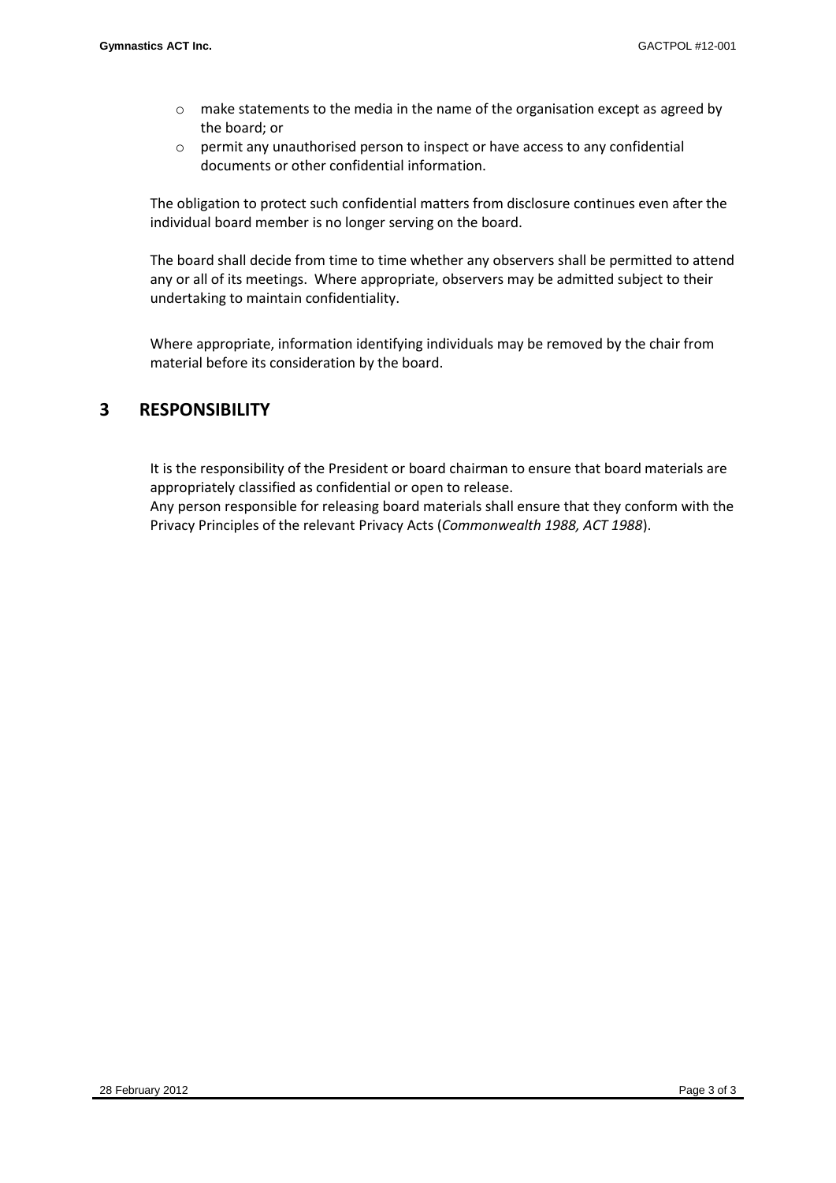- make statements to the media in the name of the organisation except as agreed by the board; or
- permit any unauthorised person to inspect or have access to any confidential documents or other confidential information.

The obligation to protect such confidential matters from disclosure continues even after the individual board member is no longer serving on the board.

The board shall decide from time to time whether any observers shall be permitted to attend any or all of its meetings. Where appropriate, observers may be admitted subject to their undertaking to maintain confidentiality.

Where appropriate, information identifying individuals may be removed by the chair from material before its consideration by the board.

## 3 RESPONSIBILITY

It is the responsibility of the President or board chairman to ensure that board materials are appropriately classified as confidential or open to release.
Any person responsible for releasing board materials shall ensure that they conform with the Privacy Principles of the relevant Privacy Acts (*Commonwealth 1988, ACT 1988*).